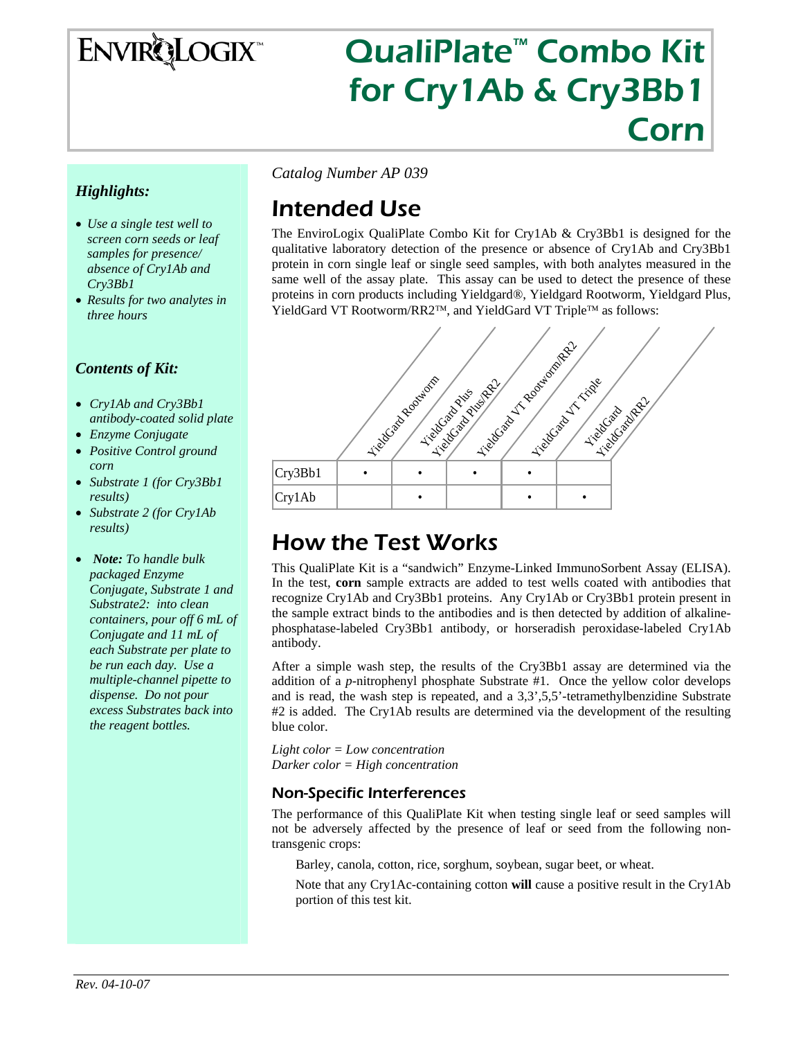# EnviroLogix

# QualiPlate™ Combo Kit for Cry1Ab & Cry3Bb1 Corn

### *Highlights:*

- *Use a single test well to screen corn seeds or leaf samples for presence/ absence of Cry1Ab and Cry3Bb1*
- *Results for two analytes in three hours*

### *Contents of Kit:*

- *Cry1Ab and Cry3Bb1 antibody-coated solid plate*
- *Enzyme Conjugate*
- *Positive Control ground corn*
- *Substrate 1 (for Cry3Bb1 results)*
- *Substrate 2 (for Cry1Ab results)*
- ***Note:** To handle bulk packaged Enzyme Conjugate, Substrate 1 and Substrate2: into clean containers, pour off 6 mL of Conjugate and 11 mL of each Substrate per plate to be run each day. Use a multiple-channel pipette to dispense. Do not pour excess Substrates back into the reagent bottles.*

*Catalog Number AP 039*

## Intended Use

The EnviroLogix QualiPlate Combo Kit for Cry1Ab & Cry3Bb1 is designed for the qualitative laboratory detection of the presence or absence of Cry1Ab and Cry3Bb1 protein in corn single leaf or single seed samples, with both analytes measured in the same well of the assay plate. This assay can be used to detect the presence of these proteins in corn products including Yieldgard®, Yieldgard Rootworm, Yieldgard Plus, YieldGard VT Rootworm/RR2™, and YieldGard VT Triple™ as follows:

| | YieldGard Rootworm | YieldGard Plus / YieldGard Plus/RR2 | YieldGard VT Rootworm/RR2 | YieldGard VT Triple | YieldGard / YieldGard/RR2 |
|---|---|---|---|---|---|
| Cry3Bb1 | • | • | • | • | |
| Cry1Ab | | • | | • | • |

## How the Test Works

This QualiPlate Kit is a "sandwich" Enzyme-Linked ImmunoSorbent Assay (ELISA). In the test, **corn** sample extracts are added to test wells coated with antibodies that recognize Cry1Ab and Cry3Bb1 proteins. Any Cry1Ab or Cry3Bb1 protein present in the sample extract binds to the antibodies and is then detected by addition of alkaline-phosphatase-labeled Cry3Bb1 antibody, or horseradish peroxidase-labeled Cry1Ab antibody.

After a simple wash step, the results of the Cry3Bb1 assay are determined via the addition of a *p*-nitrophenyl phosphate Substrate #1. Once the yellow color develops and is read, the wash step is repeated, and a 3,3',5,5'-tetramethylbenzidine Substrate #2 is added. The Cry1Ab results are determined via the development of the resulting blue color.

*Light color = Low concentration*
*Darker color = High concentration*

### Non-Specific Interferences

The performance of this QualiPlate Kit when testing single leaf or seed samples will not be adversely affected by the presence of leaf or seed from the following non-transgenic crops:

Barley, canola, cotton, rice, sorghum, soybean, sugar beet, or wheat.

Note that any Cry1Ac-containing cotton **will** cause a positive result in the Cry1Ab portion of this test kit.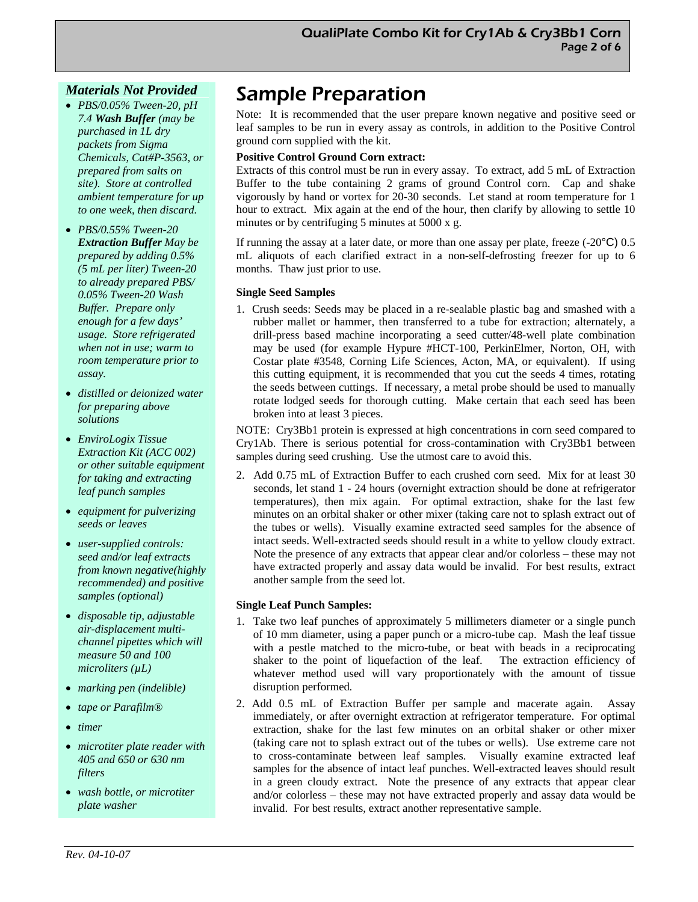### *Materials Not Provided*

- *PBS/0.05% Tween-20, pH 7.4* ***Wash Buffer*** *(may be purchased in 1L dry packets from Sigma Chemicals, Cat#P-3563, or prepared from salts on site). Store at controlled ambient temperature for up to one week, then discard.*
- *PBS/0.55% Tween-20* ***Extraction Buffer*** *May be prepared by adding 0.5% (5 mL per liter) Tween-20 to already prepared PBS/ 0.05% Tween-20 Wash Buffer. Prepare only enough for a few days' usage. Store refrigerated when not in use; warm to room temperature prior to assay.*
- *distilled or deionized water for preparing above solutions*
- *EnviroLogix Tissue Extraction Kit (ACC 002) or other suitable equipment for taking and extracting leaf punch samples*
- *equipment for pulverizing seeds or leaves*
- *user-supplied controls: seed and/or leaf extracts from known negative(highly recommended) and positive samples (optional)*
- *disposable tip, adjustable air-displacement multi-channel pipettes which will measure 50 and 100 microliters (µL)*
- *marking pen (indelible)*
- *tape or Parafilm®*
- *timer*
- *microtiter plate reader with 405 and 650 or 630 nm filters*
- *wash bottle, or microtiter plate washer*

# Sample Preparation

Note: It is recommended that the user prepare known negative and positive seed or leaf samples to be run in every assay as controls, in addition to the Positive Control ground corn supplied with the kit.

**Positive Control Ground Corn extract:**

Extracts of this control must be run in every assay. To extract, add 5 mL of Extraction Buffer to the tube containing 2 grams of ground Control corn. Cap and shake vigorously by hand or vortex for 20-30 seconds. Let stand at room temperature for 1 hour to extract. Mix again at the end of the hour, then clarify by allowing to settle 10 minutes or by centrifuging 5 minutes at 5000 x g.

If running the assay at a later date, or more than one assay per plate, freeze (-20°C) 0.5 mL aliquots of each clarified extract in a non-self-defrosting freezer for up to 6 months. Thaw just prior to use.

**Single Seed Samples**

1. Crush seeds: Seeds may be placed in a re-sealable plastic bag and smashed with a rubber mallet or hammer, then transferred to a tube for extraction; alternately, a drill-press based machine incorporating a seed cutter/48-well plate combination may be used (for example Hypure #HCT-100, PerkinElmer, Norton, OH, with Costar plate #3548, Corning Life Sciences, Acton, MA, or equivalent). If using this cutting equipment, it is recommended that you cut the seeds 4 times, rotating the seeds between cuttings. If necessary, a metal probe should be used to manually rotate lodged seeds for thorough cutting. Make certain that each seed has been broken into at least 3 pieces.

NOTE: Cry3Bb1 protein is expressed at high concentrations in corn seed compared to Cry1Ab. There is serious potential for cross-contamination with Cry3Bb1 between samples during seed crushing. Use the utmost care to avoid this.

2. Add 0.75 mL of Extraction Buffer to each crushed corn seed. Mix for at least 30 seconds, let stand 1 - 24 hours (overnight extraction should be done at refrigerator temperatures), then mix again. For optimal extraction, shake for the last few minutes on an orbital shaker or other mixer (taking care not to splash extract out of the tubes or wells). Visually examine extracted seed samples for the absence of intact seeds. Well-extracted seeds should result in a white to yellow cloudy extract. Note the presence of any extracts that appear clear and/or colorless – these may not have extracted properly and assay data would be invalid. For best results, extract another sample from the seed lot.

**Single Leaf Punch Samples:**

1. Take two leaf punches of approximately 5 millimeters diameter or a single punch of 10 mm diameter, using a paper punch or a micro-tube cap. Mash the leaf tissue with a pestle matched to the micro-tube, or beat with beads in a reciprocating shaker to the point of liquefaction of the leaf. The extraction efficiency of whatever method used will vary proportionately with the amount of tissue disruption performed.
2. Add 0.5 mL of Extraction Buffer per sample and macerate again. Assay immediately, or after overnight extraction at refrigerator temperature. For optimal extraction, shake for the last few minutes on an orbital shaker or other mixer (taking care not to splash extract out of the tubes or wells). Use extreme care not to cross-contaminate between leaf samples. Visually examine extracted leaf samples for the absence of intact leaf punches. Well-extracted leaves should result in a green cloudy extract. Note the presence of any extracts that appear clear and/or colorless – these may not have extracted properly and assay data would be invalid. For best results, extract another representative sample.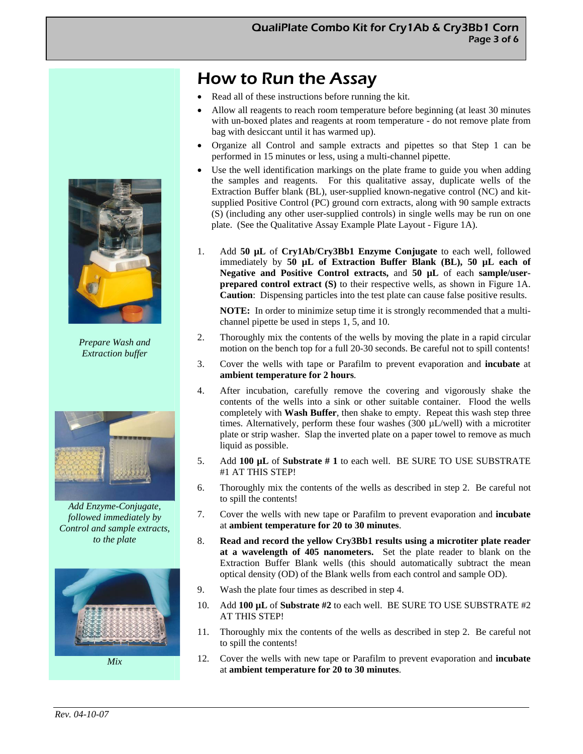# How to Run the Assay

- Read all of these instructions before running the kit.
- Allow all reagents to reach room temperature before beginning (at least 30 minutes with un-boxed plates and reagents at room temperature - do not remove plate from bag with desiccant until it has warmed up).
- Organize all Control and sample extracts and pipettes so that Step 1 can be performed in 15 minutes or less, using a multi-channel pipette.
- Use the well identification markings on the plate frame to guide you when adding the samples and reagents. For this qualitative assay, duplicate wells of the Extraction Buffer blank (BL), user-supplied known-negative control (NC) and kit-supplied Positive Control (PC) ground corn extracts, along with 90 sample extracts (S) (including any other user-supplied controls) in single wells may be run on one plate. (See the Qualitative Assay Example Plate Layout - Figure 1A).

*Prepare Wash and Extraction buffer*

1. Add **50 µL** of **Cry1Ab/Cry3Bb1 Enzyme Conjugate** to each well, followed immediately by **50 µL of Extraction Buffer Blank (BL), 50 µL each of Negative and Positive Control extracts,** and **50 µL** of each **sample/user-prepared control extract (S)** to their respective wells, as shown in Figure 1A. **Caution**: Dispensing particles into the test plate can cause false positive results.

   **NOTE:** In order to minimize setup time it is strongly recommended that a multi-channel pipette be used in steps 1, 5, and 10.

2. Thoroughly mix the contents of the wells by moving the plate in a rapid circular motion on the bench top for a full 20-30 seconds. Be careful not to spill contents!
3. Cover the wells with tape or Parafilm to prevent evaporation and **incubate** at **ambient temperature for 2 hours**.
4. After incubation, carefully remove the covering and vigorously shake the contents of the wells into a sink or other suitable container. Flood the wells completely with **Wash Buffer**, then shake to empty. Repeat this wash step three times. Alternatively, perform these four washes (300 µL/well) with a microtiter plate or strip washer. Slap the inverted plate on a paper towel to remove as much liquid as possible.
5. Add **100 µL** of **Substrate # 1** to each well. BE SURE TO USE SUBSTRATE #1 AT THIS STEP!
6. Thoroughly mix the contents of the wells as described in step 2. Be careful not to spill the contents!
7. Cover the wells with new tape or Parafilm to prevent evaporation and **incubate** at **ambient temperature for 20 to 30 minutes**.
8. **Read and record the yellow Cry3Bb1 results using a microtiter plate reader at a wavelength of 405 nanometers.** Set the plate reader to blank on the Extraction Buffer Blank wells (this should automatically subtract the mean optical density (OD) of the Blank wells from each control and sample OD).
9. Wash the plate four times as described in step 4.
10. Add **100 µL** of **Substrate #2** to each well. BE SURE TO USE SUBSTRATE #2 AT THIS STEP!
11. Thoroughly mix the contents of the wells as described in step 2. Be careful not to spill the contents!
12. Cover the wells with new tape or Parafilm to prevent evaporation and **incubate** at **ambient temperature for 20 to 30 minutes**.

*Add Enzyme-Conjugate, followed immediately by Control and sample extracts, to the plate*

*Mix*

*Rev. 04-10-07*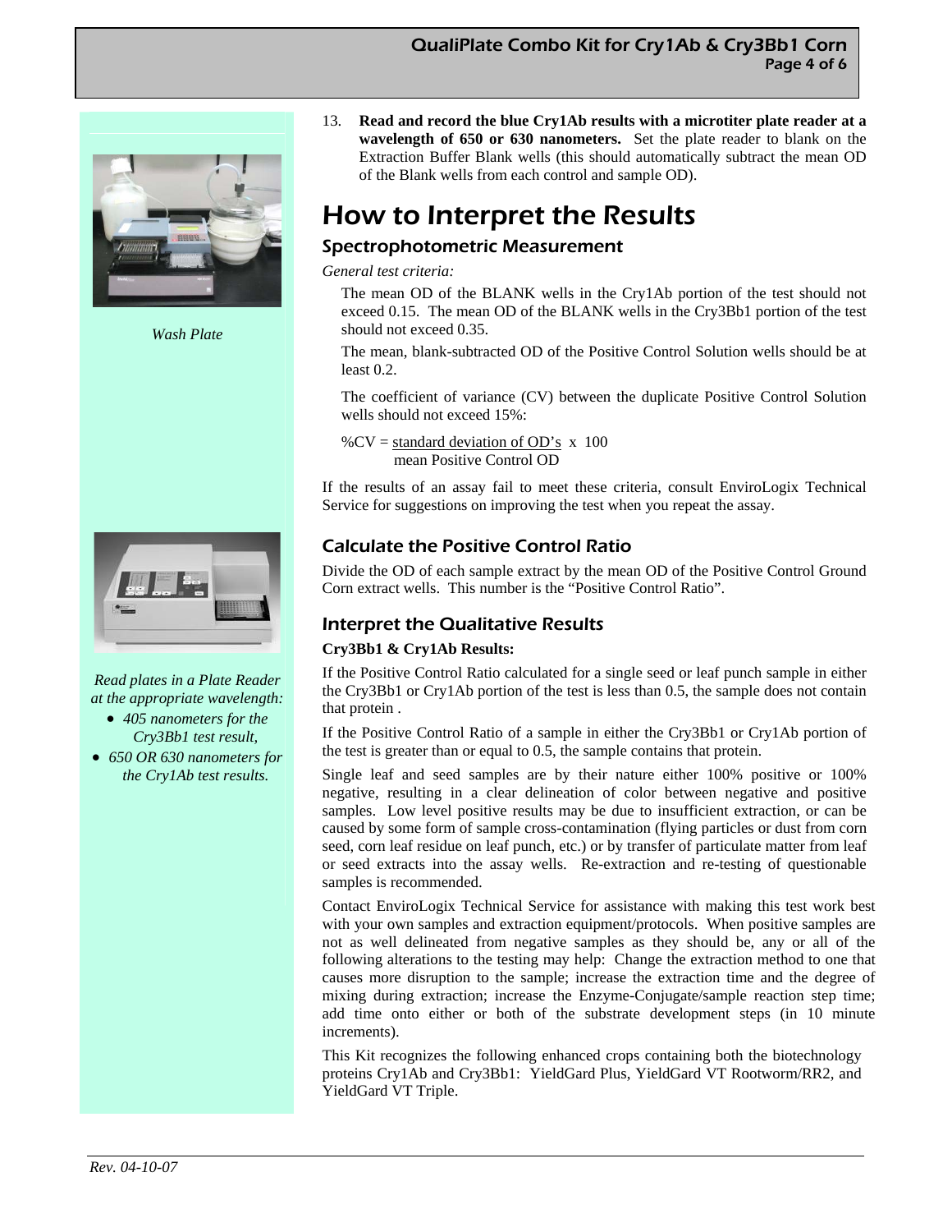13. **Read and record the blue Cry1Ab results with a microtiter plate reader at a wavelength of 650 or 630 nanometers.** Set the plate reader to blank on the Extraction Buffer Blank wells (this should automatically subtract the mean OD of the Blank wells from each control and sample OD).

# How to Interpret the Results

## Spectrophotometric Measurement

*General test criteria:*

The mean OD of the BLANK wells in the Cry1Ab portion of the test should not exceed 0.15. The mean OD of the BLANK wells in the Cry3Bb1 portion of the test should not exceed 0.35.

The mean, blank-subtracted OD of the Positive Control Solution wells should be at least 0.2.

The coefficient of variance (CV) between the duplicate Positive Control Solution wells should not exceed 15%:

$$\%CV = \frac{\text{standard deviation of OD's}}{\text{mean Positive Control OD}} \times 100$$

If the results of an assay fail to meet these criteria, consult EnviroLogix Technical Service for suggestions on improving the test when you repeat the assay.

## Calculate the Positive Control Ratio

Divide the OD of each sample extract by the mean OD of the Positive Control Ground Corn extract wells. This number is the "Positive Control Ratio".

## Interpret the Qualitative Results

**Cry3Bb1 & Cry1Ab Results:**

If the Positive Control Ratio calculated for a single seed or leaf punch sample in either the Cry3Bb1 or Cry1Ab portion of the test is less than 0.5, the sample does not contain that protein .

If the Positive Control Ratio of a sample in either the Cry3Bb1 or Cry1Ab portion of the test is greater than or equal to 0.5, the sample contains that protein.

Single leaf and seed samples are by their nature either 100% positive or 100% negative, resulting in a clear delineation of color between negative and positive samples. Low level positive results may be due to insufficient extraction, or can be caused by some form of sample cross-contamination (flying particles or dust from corn seed, corn leaf residue on leaf punch, etc.) or by transfer of particulate matter from leaf or seed extracts into the assay wells. Re-extraction and re-testing of questionable samples is recommended.

Contact EnviroLogix Technical Service for assistance with making this test work best with your own samples and extraction equipment/protocols. When positive samples are not as well delineated from negative samples as they should be, any or all of the following alterations to the testing may help: Change the extraction method to one that causes more disruption to the sample; increase the extraction time and the degree of mixing during extraction; increase the Enzyme-Conjugate/sample reaction step time; add time onto either or both of the substrate development steps (in 10 minute increments).

This Kit recognizes the following enhanced crops containing both the biotechnology proteins Cry1Ab and Cry3Bb1: YieldGard Plus, YieldGard VT Rootworm/RR2, and YieldGard VT Triple.

*Wash Plate*

*Read plates in a Plate Reader at the appropriate wavelength:*

- *405 nanometers for the Cry3Bb1 test result,*
- *650 OR 630 nanometers for the Cry1Ab test results.*

Rev. 04-10-07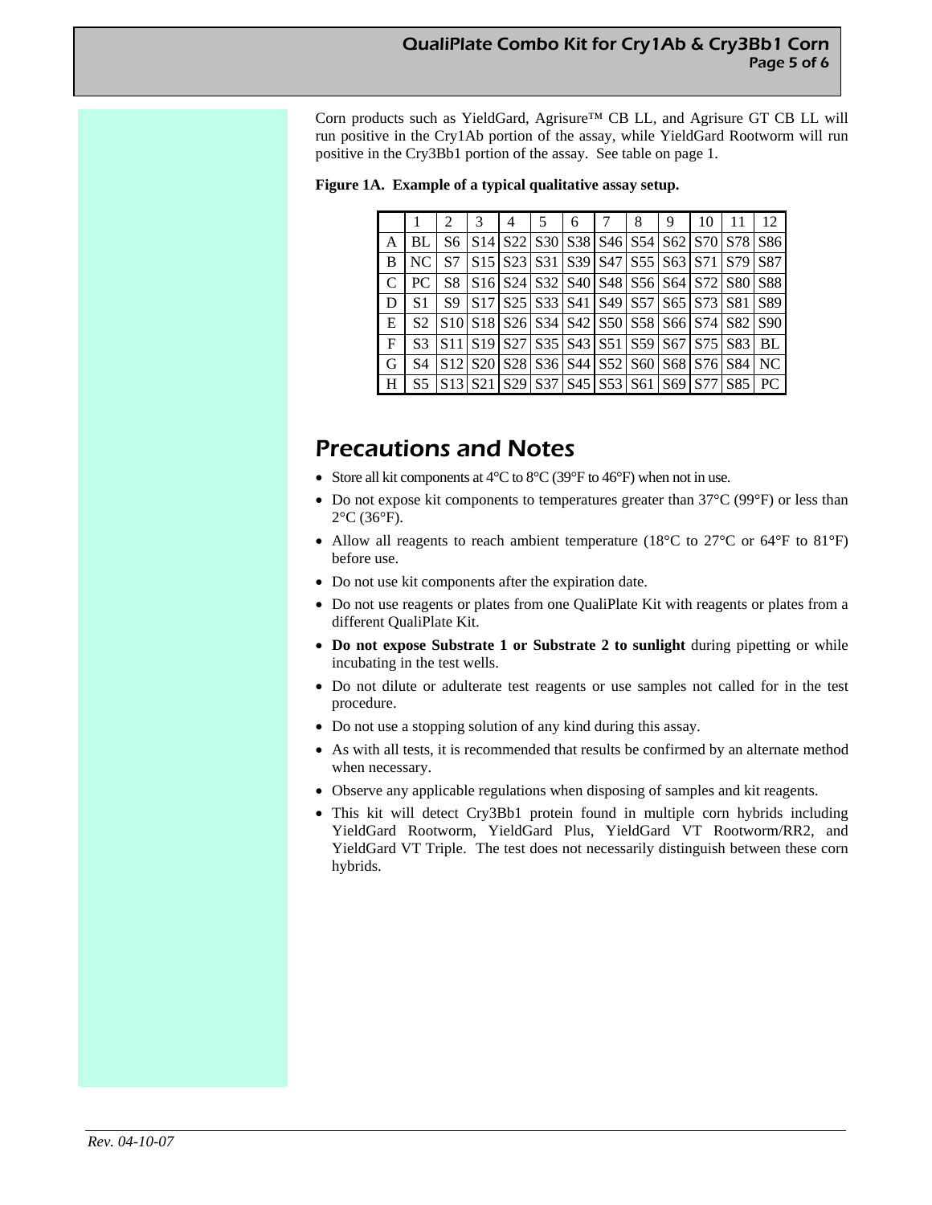Corn products such as YieldGard, Agrisure™ CB LL, and Agrisure GT CB LL will run positive in the Cry1Ab portion of the assay, while YieldGard Rootworm will run positive in the Cry3Bb1 portion of the assay. See table on page 1.

**Figure 1A. Example of a typical qualitative assay setup.**

| | 1 | 2 | 3 | 4 | 5 | 6 | 7 | 8 | 9 | 10 | 11 | 12 |
|---|---|---|---|---|---|---|---|---|---|---|---|---|
| A | BL | S6 | S14 | S22 | S30 | S38 | S46 | S54 | S62 | S70 | S78 | S86 |
| B | NC | S7 | S15 | S23 | S31 | S39 | S47 | S55 | S63 | S71 | S79 | S87 |
| C | PC | S8 | S16 | S24 | S32 | S40 | S48 | S56 | S64 | S72 | S80 | S88 |
| D | S1 | S9 | S17 | S25 | S33 | S41 | S49 | S57 | S65 | S73 | S81 | S89 |
| E | S2 | S10 | S18 | S26 | S34 | S42 | S50 | S58 | S66 | S74 | S82 | S90 |
| F | S3 | S11 | S19 | S27 | S35 | S43 | S51 | S59 | S67 | S75 | S83 | BL |
| G | S4 | S12 | S20 | S28 | S36 | S44 | S52 | S60 | S68 | S76 | S84 | NC |
| H | S5 | S13 | S21 | S29 | S37 | S45 | S53 | S61 | S69 | S77 | S85 | PC |

# Precautions and Notes

- Store all kit components at 4°C to 8°C (39°F to 46°F) when not in use.
- Do not expose kit components to temperatures greater than 37°C (99°F) or less than 2°C (36°F).
- Allow all reagents to reach ambient temperature (18°C to 27°C or 64°F to 81°F) before use.
- Do not use kit components after the expiration date.
- Do not use reagents or plates from one QualiPlate Kit with reagents or plates from a different QualiPlate Kit.
- **Do not expose Substrate 1 or Substrate 2 to sunlight** during pipetting or while incubating in the test wells.
- Do not dilute or adulterate test reagents or use samples not called for in the test procedure.
- Do not use a stopping solution of any kind during this assay.
- As with all tests, it is recommended that results be confirmed by an alternate method when necessary.
- Observe any applicable regulations when disposing of samples and kit reagents.
- This kit will detect Cry3Bb1 protein found in multiple corn hybrids including YieldGard Rootworm, YieldGard Plus, YieldGard VT Rootworm/RR2, and YieldGard VT Triple. The test does not necessarily distinguish between these corn hybrids.

*Rev. 04-10-07*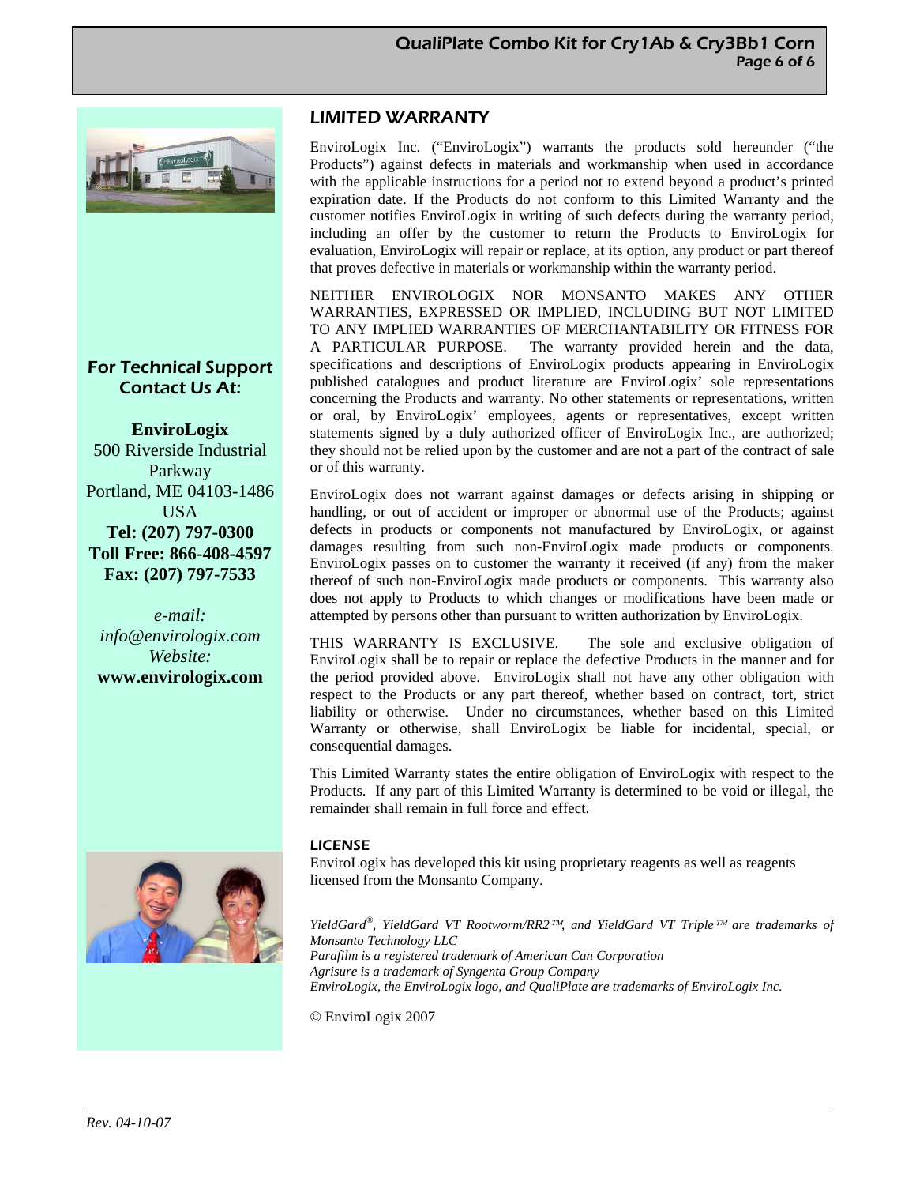## LIMITED WARRANTY

EnviroLogix Inc. ("EnviroLogix") warrants the products sold hereunder ("the Products") against defects in materials and workmanship when used in accordance with the applicable instructions for a period not to extend beyond a product's printed expiration date. If the Products do not conform to this Limited Warranty and the customer notifies EnviroLogix in writing of such defects during the warranty period, including an offer by the customer to return the Products to EnviroLogix for evaluation, EnviroLogix will repair or replace, at its option, any product or part thereof that proves defective in materials or workmanship within the warranty period.

NEITHER ENVIROLOGIX NOR MONSANTO MAKES ANY OTHER WARRANTIES, EXPRESSED OR IMPLIED, INCLUDING BUT NOT LIMITED TO ANY IMPLIED WARRANTIES OF MERCHANTABILITY OR FITNESS FOR A PARTICULAR PURPOSE. The warranty provided herein and the data, specifications and descriptions of EnviroLogix products appearing in EnviroLogix published catalogues and product literature are EnviroLogix' sole representations concerning the Products and warranty. No other statements or representations, written or oral, by EnviroLogix' employees, agents or representatives, except written statements signed by a duly authorized officer of EnviroLogix Inc., are authorized; they should not be relied upon by the customer and are not a part of the contract of sale or of this warranty.

EnviroLogix does not warrant against damages or defects arising in shipping or handling, or out of accident or improper or abnormal use of the Products; against defects in products or components not manufactured by EnviroLogix, or against damages resulting from such non-EnviroLogix made products or components. EnviroLogix passes on to customer the warranty it received (if any) from the maker thereof of such non-EnviroLogix made products or components. This warranty also does not apply to Products to which changes or modifications have been made or attempted by persons other than pursuant to written authorization by EnviroLogix.

THIS WARRANTY IS EXCLUSIVE. The sole and exclusive obligation of EnviroLogix shall be to repair or replace the defective Products in the manner and for the period provided above. EnviroLogix shall not have any other obligation with respect to the Products or any part thereof, whether based on contract, tort, strict liability or otherwise. Under no circumstances, whether based on this Limited Warranty or otherwise, shall EnviroLogix be liable for incidental, special, or consequential damages.

This Limited Warranty states the entire obligation of EnviroLogix with respect to the Products. If any part of this Limited Warranty is determined to be void or illegal, the remainder shall remain in full force and effect.

### LICENSE

EnviroLogix has developed this kit using proprietary reagents as well as reagents licensed from the Monsanto Company.

*YieldGard®, YieldGard VT Rootworm/RR2™, and YieldGard VT Triple™ are trademarks of Monsanto Technology LLC*
*Parafilm is a registered trademark of American Can Corporation*
*Agrisure is a trademark of Syngenta Group Company*
*EnviroLogix, the EnviroLogix logo, and QualiPlate are trademarks of EnviroLogix Inc.*

© EnviroLogix 2007

### For Technical Support Contact Us At:

**EnviroLogix**
500 Riverside Industrial Parkway
Portland, ME 04103-1486
USA
**Tel: (207) 797-0300**
**Toll Free: 866-408-4597**
**Fax: (207) 797-7533**

*e-mail:*
*info@envirologix.com*
*Website:*
**www.envirologix.com**

*Rev. 04-10-07*